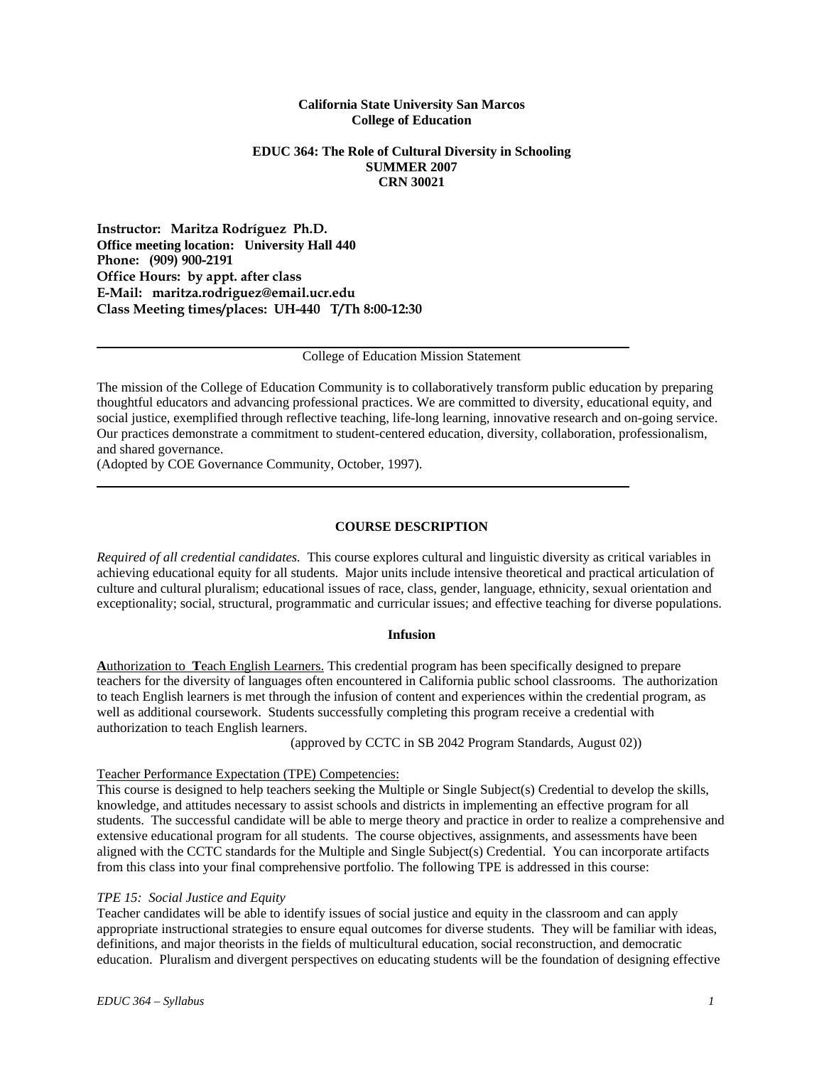**California State University San Marcos**
**College of Education**

**EDUC 364: The Role of Cultural Diversity in Schooling**
**SUMMER 2007**
**CRN 30021**

**Instructor: Maritza Rodríguez Ph.D.**
**Office meeting location: University Hall 440**
**Phone: (909) 900-2191**
**Office Hours: by appt. after class**
**E-Mail: maritza.rodriguez@email.ucr.edu**
**Class Meeting times/places: UH-440 T/Th 8:00-12:30**

---

College of Education Mission Statement

The mission of the College of Education Community is to collaboratively transform public education by preparing thoughtful educators and advancing professional practices. We are committed to diversity, educational equity, and social justice, exemplified through reflective teaching, life-long learning, innovative research and on-going service. Our practices demonstrate a commitment to student-centered education, diversity, collaboration, professionalism, and shared governance.
(Adopted by COE Governance Community, October, 1997).

---

## COURSE DESCRIPTION

*Required of all credential candidates.* This course explores cultural and linguistic diversity as critical variables in achieving educational equity for all students. Major units include intensive theoretical and practical articulation of culture and cultural pluralism; educational issues of race, class, gender, language, ethnicity, sexual orientation and exceptionality; social, structural, programmatic and curricular issues; and effective teaching for diverse populations.

### Infusion

**A**uthorization to **T**each English Learners. This credential program has been specifically designed to prepare teachers for the diversity of languages often encountered in California public school classrooms. The authorization to teach English learners is met through the infusion of content and experiences within the credential program, as well as additional coursework. Students successfully completing this program receive a credential with authorization to teach English learners.

(approved by CCTC in SB 2042 Program Standards, August 02))

Teacher Performance Expectation (TPE) Competencies:
This course is designed to help teachers seeking the Multiple or Single Subject(s) Credential to develop the skills, knowledge, and attitudes necessary to assist schools and districts in implementing an effective program for all students. The successful candidate will be able to merge theory and practice in order to realize a comprehensive and extensive educational program for all students. The course objectives, assignments, and assessments have been aligned with the CCTC standards for the Multiple and Single Subject(s) Credential. You can incorporate artifacts from this class into your final comprehensive portfolio. The following TPE is addressed in this course:

*TPE 15: Social Justice and Equity*
Teacher candidates will be able to identify issues of social justice and equity in the classroom and can apply appropriate instructional strategies to ensure equal outcomes for diverse students. They will be familiar with ideas, definitions, and major theorists in the fields of multicultural education, social reconstruction, and democratic education. Pluralism and divergent perspectives on educating students will be the foundation of designing effective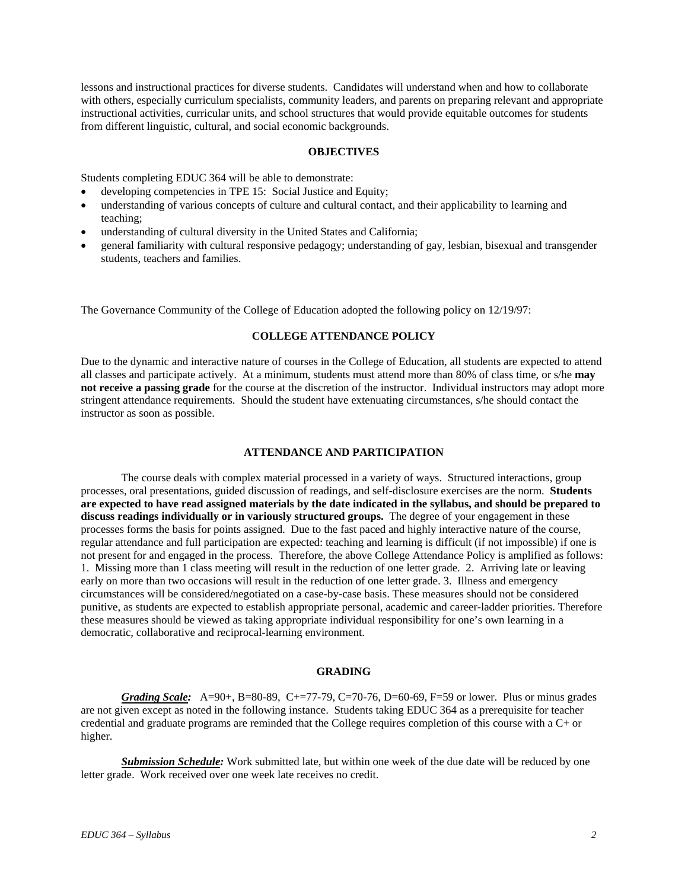lessons and instructional practices for diverse students. Candidates will understand when and how to collaborate with others, especially curriculum specialists, community leaders, and parents on preparing relevant and appropriate instructional activities, curricular units, and school structures that would provide equitable outcomes for students from different linguistic, cultural, and social economic backgrounds.

## OBJECTIVES

Students completing EDUC 364 will be able to demonstrate:

- developing competencies in TPE 15: Social Justice and Equity;
- understanding of various concepts of culture and cultural contact, and their applicability to learning and teaching;
- understanding of cultural diversity in the United States and California;
- general familiarity with cultural responsive pedagogy; understanding of gay, lesbian, bisexual and transgender students, teachers and families.

The Governance Community of the College of Education adopted the following policy on 12/19/97:

## COLLEGE ATTENDANCE POLICY

Due to the dynamic and interactive nature of courses in the College of Education, all students are expected to attend all classes and participate actively. At a minimum, students must attend more than 80% of class time, or s/he **may not receive a passing grade** for the course at the discretion of the instructor. Individual instructors may adopt more stringent attendance requirements. Should the student have extenuating circumstances, s/he should contact the instructor as soon as possible.

## ATTENDANCE AND PARTICIPATION

The course deals with complex material processed in a variety of ways. Structured interactions, group processes, oral presentations, guided discussion of readings, and self-disclosure exercises are the norm. **Students are expected to have read assigned materials by the date indicated in the syllabus, and should be prepared to discuss readings individually or in variously structured groups.** The degree of your engagement in these processes forms the basis for points assigned. Due to the fast paced and highly interactive nature of the course, regular attendance and full participation are expected: teaching and learning is difficult (if not impossible) if one is not present for and engaged in the process. Therefore, the above College Attendance Policy is amplified as follows: 1. Missing more than 1 class meeting will result in the reduction of one letter grade. 2. Arriving late or leaving early on more than two occasions will result in the reduction of one letter grade. 3. Illness and emergency circumstances will be considered/negotiated on a case-by-case basis. These measures should not be considered punitive, as students are expected to establish appropriate personal, academic and career-ladder priorities. Therefore these measures should be viewed as taking appropriate individual responsibility for one's own learning in a democratic, collaborative and reciprocal-learning environment.

## GRADING

***Grading Scale:*** A=90+, B=80-89, C+=77-79, C=70-76, D=60-69, F=59 or lower. Plus or minus grades are not given except as noted in the following instance. Students taking EDUC 364 as a prerequisite for teacher credential and graduate programs are reminded that the College requires completion of this course with a C+ or higher.

***Submission Schedule:*** Work submitted late, but within one week of the due date will be reduced by one letter grade. Work received over one week late receives no credit.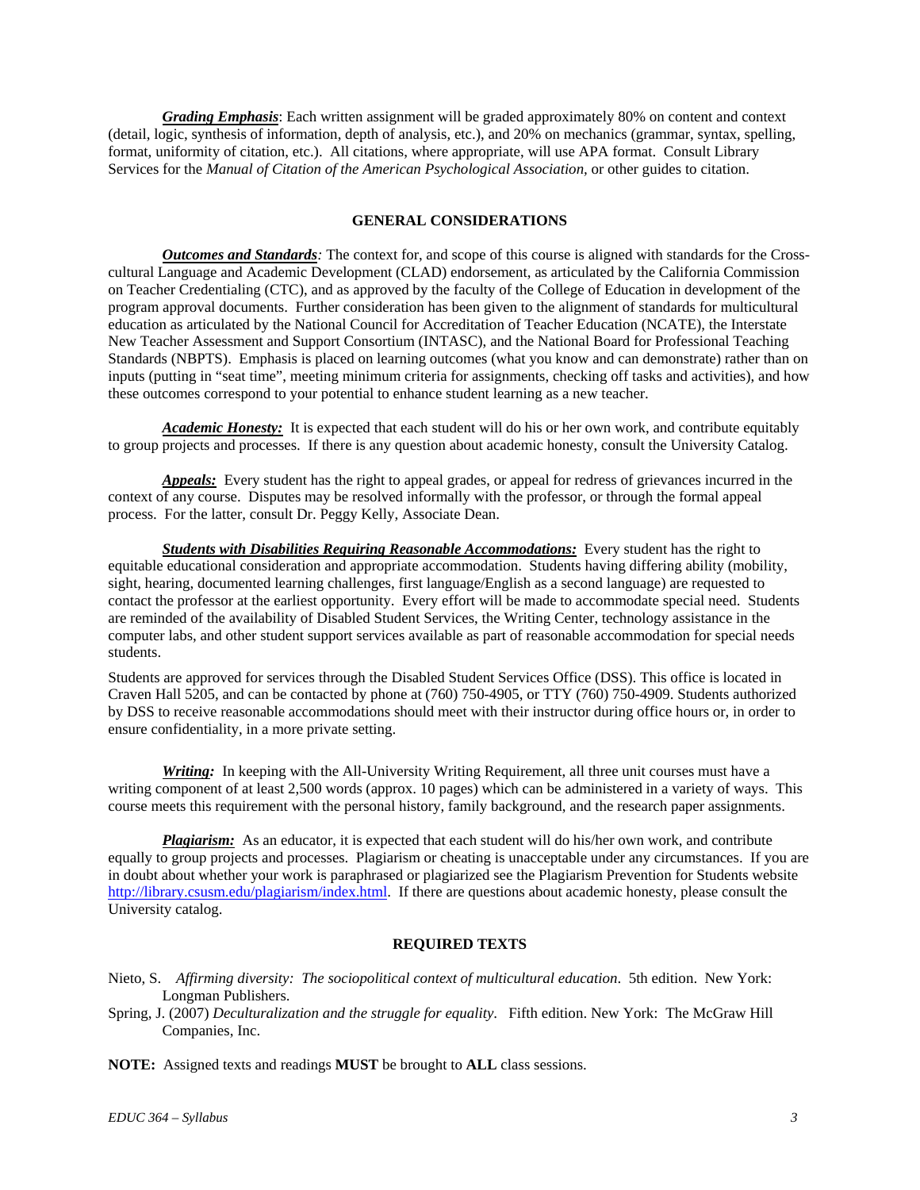***Grading Emphasis***: Each written assignment will be graded approximately 80% on content and context (detail, logic, synthesis of information, depth of analysis, etc.), and 20% on mechanics (grammar, syntax, spelling, format, uniformity of citation, etc.). All citations, where appropriate, will use APA format. Consult Library Services for the *Manual of Citation of the American Psychological Association*, or other guides to citation.

## GENERAL CONSIDERATIONS

***Outcomes and Standards****:* The context for, and scope of this course is aligned with standards for the Cross-cultural Language and Academic Development (CLAD) endorsement, as articulated by the California Commission on Teacher Credentialing (CTC), and as approved by the faculty of the College of Education in development of the program approval documents. Further consideration has been given to the alignment of standards for multicultural education as articulated by the National Council for Accreditation of Teacher Education (NCATE), the Interstate New Teacher Assessment and Support Consortium (INTASC), and the National Board for Professional Teaching Standards (NBPTS). Emphasis is placed on learning outcomes (what you know and can demonstrate) rather than on inputs (putting in "seat time", meeting minimum criteria for assignments, checking off tasks and activities), and how these outcomes correspond to your potential to enhance student learning as a new teacher.

***Academic Honesty:*** It is expected that each student will do his or her own work, and contribute equitably to group projects and processes. If there is any question about academic honesty, consult the University Catalog.

***Appeals:*** Every student has the right to appeal grades, or appeal for redress of grievances incurred in the context of any course. Disputes may be resolved informally with the professor, or through the formal appeal process. For the latter, consult Dr. Peggy Kelly, Associate Dean.

***Students with Disabilities Requiring Reasonable Accommodations:*** Every student has the right to equitable educational consideration and appropriate accommodation. Students having differing ability (mobility, sight, hearing, documented learning challenges, first language/English as a second language) are requested to contact the professor at the earliest opportunity. Every effort will be made to accommodate special need. Students are reminded of the availability of Disabled Student Services, the Writing Center, technology assistance in the computer labs, and other student support services available as part of reasonable accommodation for special needs students.

Students are approved for services through the Disabled Student Services Office (DSS). This office is located in Craven Hall 5205, and can be contacted by phone at (760) 750-4905, or TTY (760) 750-4909. Students authorized by DSS to receive reasonable accommodations should meet with their instructor during office hours or, in order to ensure confidentiality, in a more private setting.

***Writing:*** In keeping with the All-University Writing Requirement, all three unit courses must have a writing component of at least 2,500 words (approx. 10 pages) which can be administered in a variety of ways. This course meets this requirement with the personal history, family background, and the research paper assignments.

***Plagiarism:*** As an educator, it is expected that each student will do his/her own work, and contribute equally to group projects and processes. Plagiarism or cheating is unacceptable under any circumstances. If you are in doubt about whether your work is paraphrased or plagiarized see the Plagiarism Prevention for Students website http://library.csusm.edu/plagiarism/index.html. If there are questions about academic honesty, please consult the University catalog.

## REQUIRED TEXTS

Nieto, S. *Affirming diversity: The sociopolitical context of multicultural education*. 5th edition. New York: Longman Publishers.

Spring, J. (2007) *Deculturalization and the struggle for equality*. Fifth edition. New York: The McGraw Hill Companies, Inc.

**NOTE:** Assigned texts and readings **MUST** be brought to **ALL** class sessions.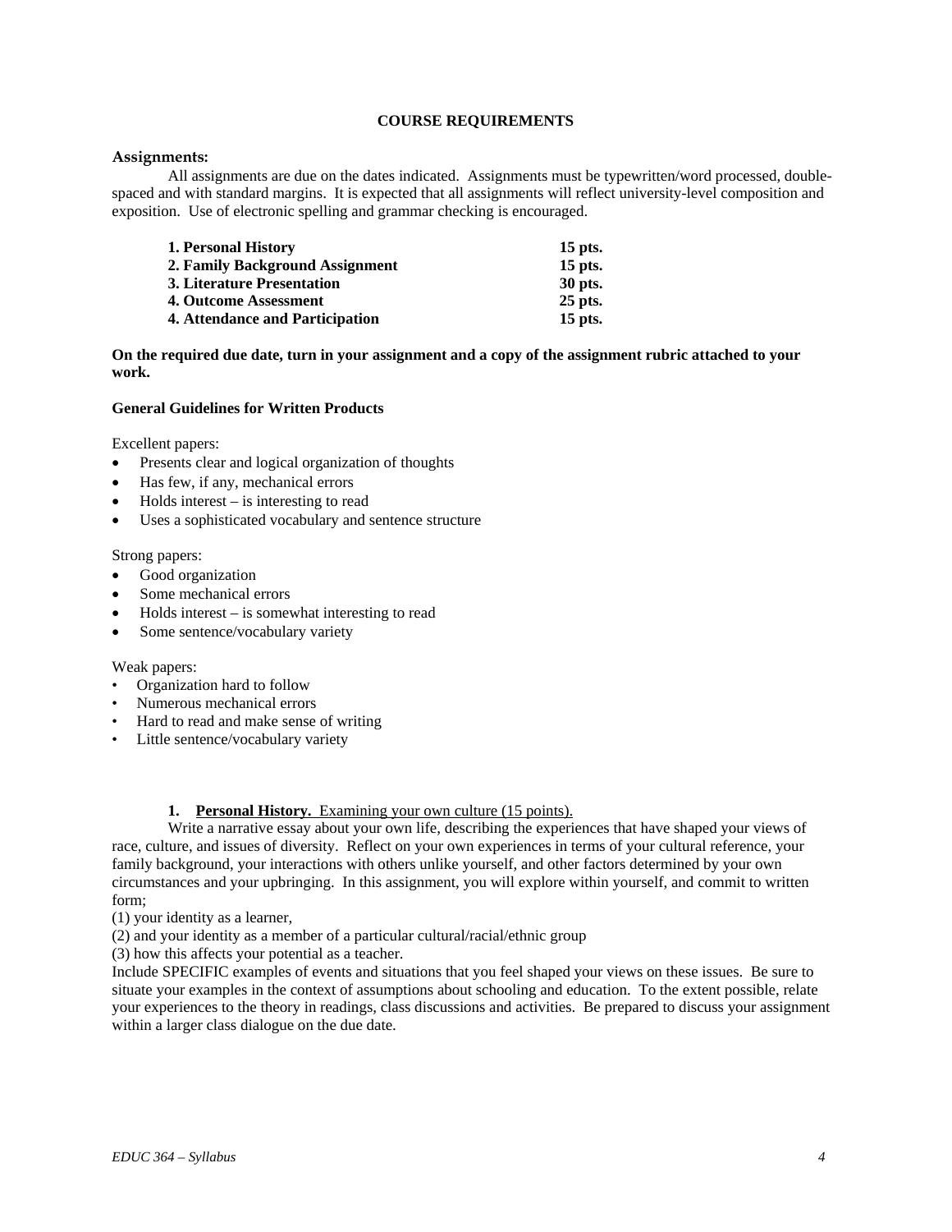## COURSE REQUIREMENTS

### Assignments:

All assignments are due on the dates indicated. Assignments must be typewritten/word processed, double-spaced and with standard margins. It is expected that all assignments will reflect university-level composition and exposition. Use of electronic spelling and grammar checking is encouraged.

| | |
|---|---|
| **1. Personal History** | **15 pts.** |
| **2. Family Background Assignment** | **15 pts.** |
| **3. Literature Presentation** | **30 pts.** |
| **4. Outcome Assessment** | **25 pts.** |
| **4. Attendance and Participation** | **15 pts.** |

**On the required due date, turn in your assignment and a copy of the assignment rubric attached to your work.**

**General Guidelines for Written Products**

Excellent papers:

- Presents clear and logical organization of thoughts
- Has few, if any, mechanical errors
- Holds interest – is interesting to read
- Uses a sophisticated vocabulary and sentence structure

Strong papers:

- Good organization
- Some mechanical errors
- Holds interest – is somewhat interesting to read
- Some sentence/vocabulary variety

Weak papers:

- Organization hard to follow
- Numerous mechanical errors
- Hard to read and make sense of writing
- Little sentence/vocabulary variety

1. **Personal History.** Examining your own culture (15 points).

Write a narrative essay about your own life, describing the experiences that have shaped your views of race, culture, and issues of diversity. Reflect on your own experiences in terms of your cultural reference, your family background, your interactions with others unlike yourself, and other factors determined by your own circumstances and your upbringing. In this assignment, you will explore within yourself, and commit to written form;

(1) your identity as a learner,

(2) and your identity as a member of a particular cultural/racial/ethnic group

(3) how this affects your potential as a teacher.

Include SPECIFIC examples of events and situations that you feel shaped your views on these issues. Be sure to situate your examples in the context of assumptions about schooling and education. To the extent possible, relate your experiences to the theory in readings, class discussions and activities. Be prepared to discuss your assignment within a larger class dialogue on the due date.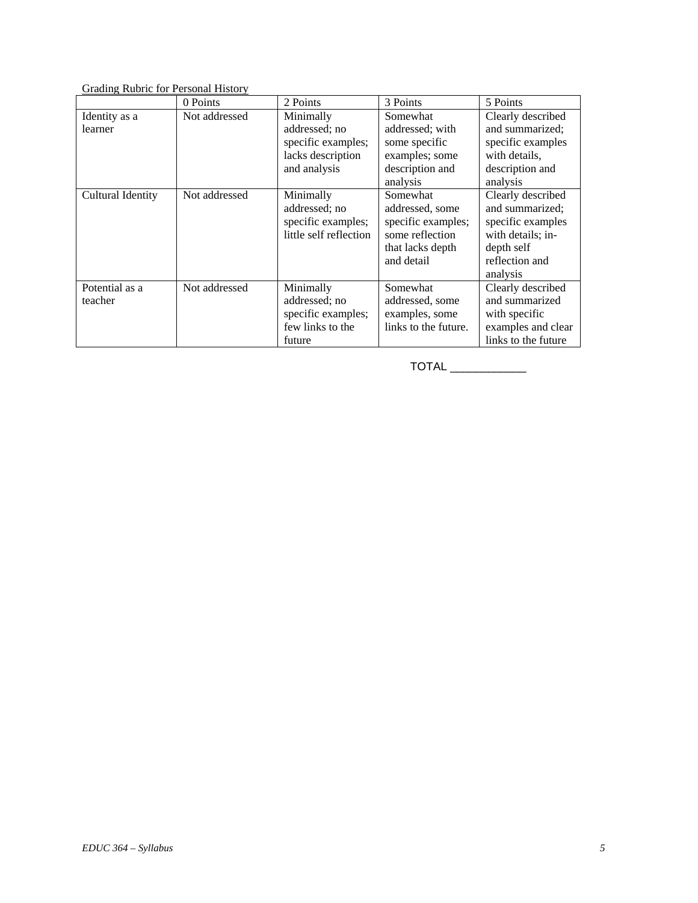<u>Grading Rubric for Personal History</u>

| | 0 Points | 2 Points | 3 Points | 5 Points |
|---|---|---|---|---|
| Identity as a learner | Not addressed | Minimally addressed; no specific examples; lacks description and analysis | Somewhat addressed; with some specific examples; some description and analysis | Clearly described and summarized; specific examples with details, description and analysis |
| Cultural Identity | Not addressed | Minimally addressed; no specific examples; little self reflection | Somewhat addressed, some specific examples; some reflection that lacks depth and detail | Clearly described and summarized; specific examples with details; in-depth self reflection and analysis |
| Potential as a teacher | Not addressed | Minimally addressed; no specific examples; few links to the future | Somewhat addressed, some examples, some links to the future. | Clearly described and summarized with specific examples and clear links to the future |

TOTAL ____________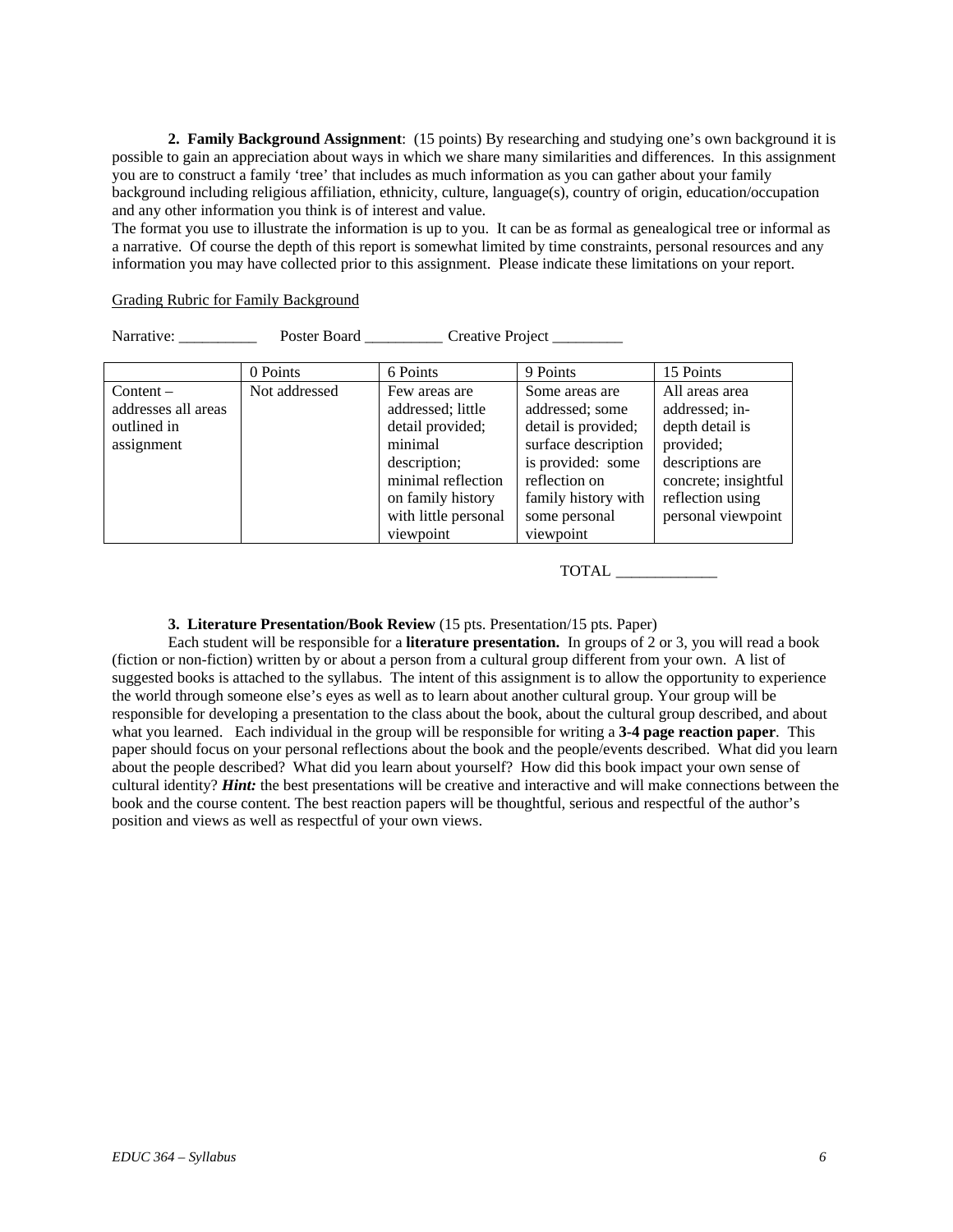**2. Family Background Assignment**: (15 points) By researching and studying one's own background it is possible to gain an appreciation about ways in which we share many similarities and differences. In this assignment you are to construct a family 'tree' that includes as much information as you can gather about your family background including religious affiliation, ethnicity, culture, language(s), country of origin, education/occupation and any other information you think is of interest and value.

The format you use to illustrate the information is up to you. It can be as formal as genealogical tree or informal as a narrative. Of course the depth of this report is somewhat limited by time constraints, personal resources and any information you may have collected prior to this assignment. Please indicate these limitations on your report.

<u>Grading Rubric for Family Background</u>

Narrative: __________ Poster Board __________ Creative Project _________

| | 0 Points | 6 Points | 9 Points | 15 Points |
|---|---|---|---|---|
| Content – addresses all areas outlined in assignment | Not addressed | Few areas are addressed; little detail provided; minimal description; minimal reflection on family history with little personal viewpoint | Some areas are addressed; some detail is provided; surface description is provided: some reflection on family history with some personal viewpoint | All areas area addressed; in-depth detail is provided; descriptions are concrete; insightful reflection using personal viewpoint |

TOTAL _____________

**3. Literature Presentation/Book Review** (15 pts. Presentation/15 pts. Paper)

Each student will be responsible for a **literature presentation.** In groups of 2 or 3, you will read a book (fiction or non-fiction) written by or about a person from a cultural group different from your own. A list of suggested books is attached to the syllabus. The intent of this assignment is to allow the opportunity to experience the world through someone else's eyes as well as to learn about another cultural group. Your group will be responsible for developing a presentation to the class about the book, about the cultural group described, and about what you learned. Each individual in the group will be responsible for writing a **3-4 page reaction paper**. This paper should focus on your personal reflections about the book and the people/events described. What did you learn about the people described? What did you learn about yourself? How did this book impact your own sense of cultural identity? ***Hint:*** the best presentations will be creative and interactive and will make connections between the book and the course content. The best reaction papers will be thoughtful, serious and respectful of the author's position and views as well as respectful of your own views.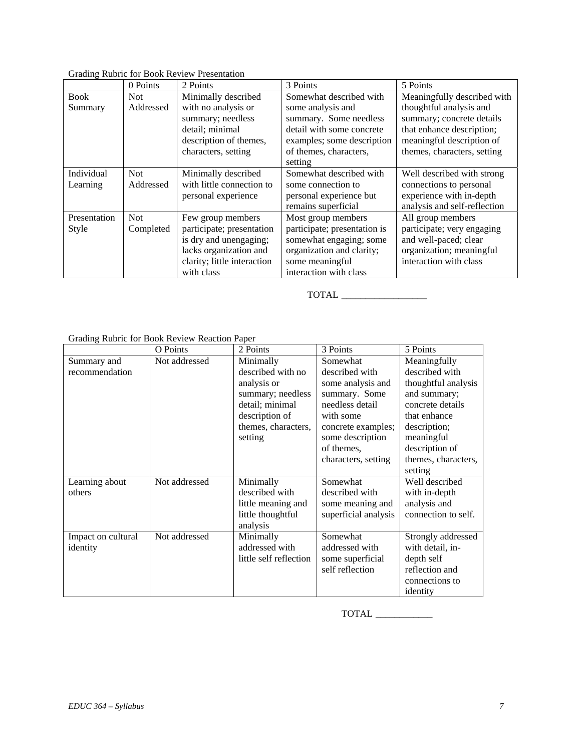Grading Rubric for Book Review Presentation

| | 0 Points | 2 Points | 3 Points | 5 Points |
|---|---|---|---|---|
| Book Summary | Not Addressed | Minimally described with no analysis or summary; needless detail; minimal description of themes, characters, setting | Somewhat described with some analysis and summary. Some needless detail with some concrete examples; some description of themes, characters, setting | Meaningfully described with thoughtful analysis and summary; concrete details that enhance description; meaningful description of themes, characters, setting |
| Individual Learning | Not Addressed | Minimally described with little connection to personal experience | Somewhat described with some connection to personal experience but remains superficial | Well described with strong connections to personal experience with in-depth analysis and self-reflection |
| Presentation Style | Not Completed | Few group members participate; presentation is dry and unengaging; lacks organization and clarity; little interaction with class | Most group members participate; presentation is somewhat engaging; some organization and clarity; some meaningful interaction with class | All group members participate; very engaging and well-paced; clear organization; meaningful interaction with class |

TOTAL _________________

Grading Rubric for Book Review Reaction Paper

| | O Points | 2 Points | 3 Points | 5 Points |
|---|---|---|---|---|
| Summary and recommendation | Not addressed | Minimally described with no analysis or summary; needless detail; minimal description of themes, characters, setting | Somewhat described with some analysis and summary. Some needless detail with some concrete examples; some description of themes, characters, setting | Meaningfully described with thoughtful analysis and summary; concrete details that enhance description; meaningful description of themes, characters, setting |
| Learning about others | Not addressed | Minimally described with little meaning and little thoughtful analysis | Somewhat described with some meaning and superficial analysis | Well described with in-depth analysis and connection to self. |
| Impact on cultural identity | Not addressed | Minimally addressed with little self reflection | Somewhat addressed with some superficial self reflection | Strongly addressed with detail, in-depth self reflection and connections to identity |

TOTAL ___________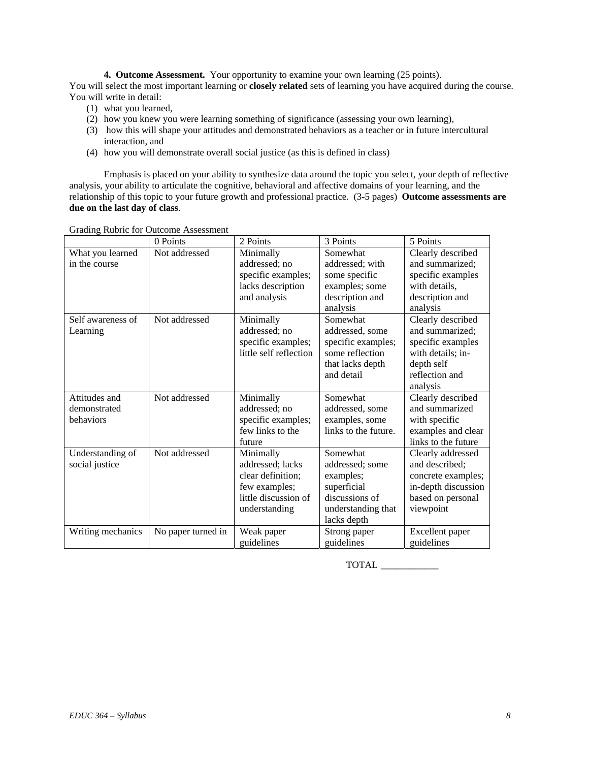**4. Outcome Assessment.** Your opportunity to examine your own learning (25 points).
You will select the most important learning or **closely related** sets of learning you have acquired during the course. You will write in detail:

(1) what you learned,
(2) how you knew you were learning something of significance (assessing your own learning),
(3) how this will shape your attitudes and demonstrated behaviors as a teacher or in future intercultural interaction, and
(4) how you will demonstrate overall social justice (as this is defined in class)

Emphasis is placed on your ability to synthesize data around the topic you select, your depth of reflective analysis, your ability to articulate the cognitive, behavioral and affective domains of your learning, and the relationship of this topic to your future growth and professional practice. (3-5 pages) **Outcome assessments are due on the last day of class**.

Grading Rubric for Outcome Assessment

| | 0 Points | 2 Points | 3 Points | 5 Points |
|---|---|---|---|---|
| What you learned in the course | Not addressed | Minimally addressed; no specific examples; lacks description and analysis | Somewhat addressed; with some specific examples; some description and analysis | Clearly described and summarized; specific examples with details, description and analysis |
| Self awareness of Learning | Not addressed | Minimally addressed; no specific examples; little self reflection | Somewhat addressed, some specific examples; some reflection that lacks depth and detail | Clearly described and summarized; specific examples with details; in-depth self reflection and analysis |
| Attitudes and demonstrated behaviors | Not addressed | Minimally addressed; no specific examples; few links to the future | Somewhat addressed, some examples, some links to the future. | Clearly described and summarized with specific examples and clear links to the future |
| Understanding of social justice | Not addressed | Minimally addressed; lacks clear definition; few examples; little discussion of understanding | Somewhat addressed; some examples; superficial discussions of understanding that lacks depth | Clearly addressed and described; concrete examples; in-depth discussion based on personal viewpoint |
| Writing mechanics | No paper turned in | Weak paper guidelines | Strong paper guidelines | Excellent paper guidelines |

TOTAL ____________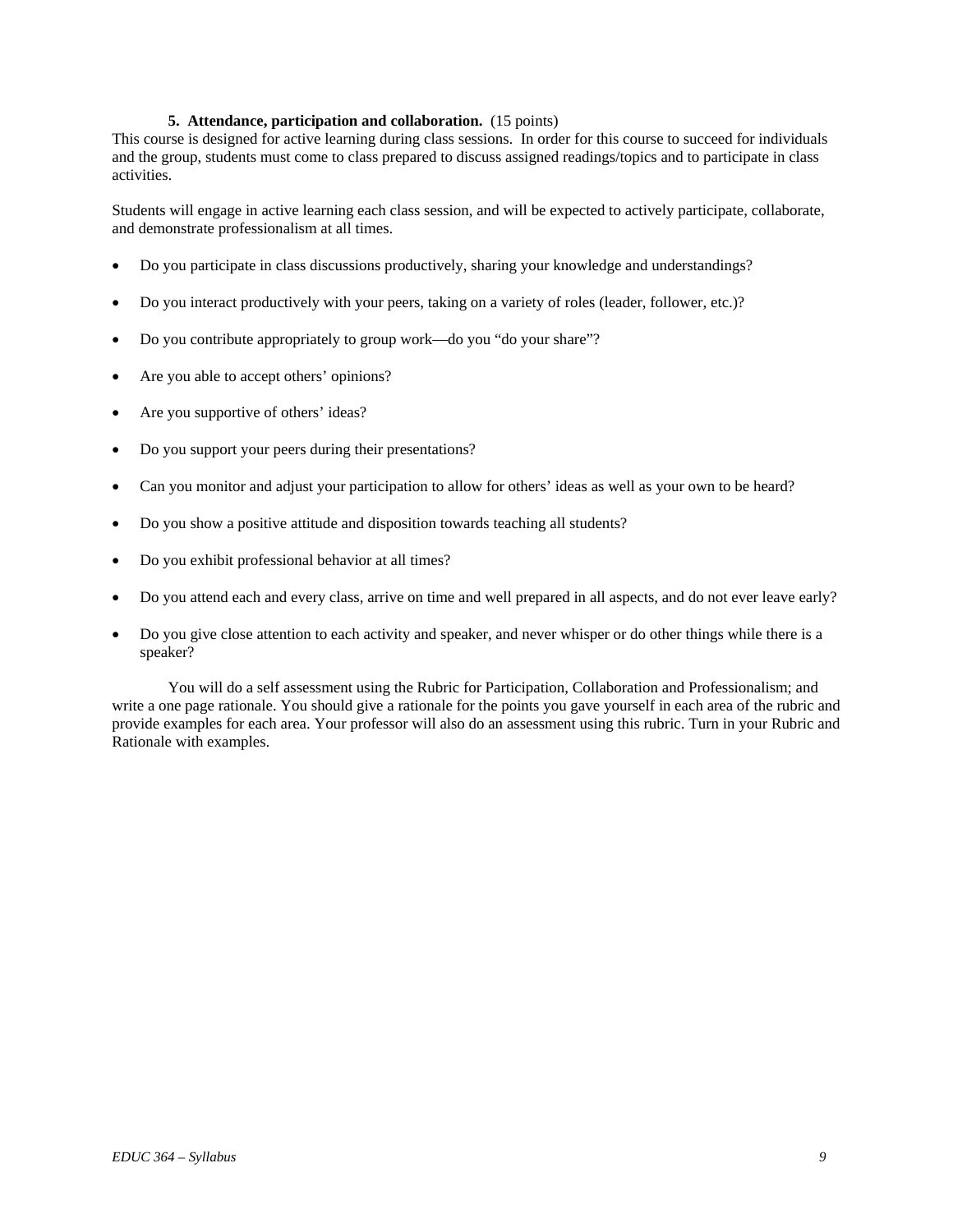**5. Attendance, participation and collaboration.** (15 points)

This course is designed for active learning during class sessions. In order for this course to succeed for individuals and the group, students must come to class prepared to discuss assigned readings/topics and to participate in class activities.

Students will engage in active learning each class session, and will be expected to actively participate, collaborate, and demonstrate professionalism at all times.

- Do you participate in class discussions productively, sharing your knowledge and understandings?
- Do you interact productively with your peers, taking on a variety of roles (leader, follower, etc.)?
- Do you contribute appropriately to group work—do you "do your share"?
- Are you able to accept others' opinions?
- Are you supportive of others' ideas?
- Do you support your peers during their presentations?
- Can you monitor and adjust your participation to allow for others' ideas as well as your own to be heard?
- Do you show a positive attitude and disposition towards teaching all students?
- Do you exhibit professional behavior at all times?
- Do you attend each and every class, arrive on time and well prepared in all aspects, and do not ever leave early?
- Do you give close attention to each activity and speaker, and never whisper or do other things while there is a speaker?

You will do a self assessment using the Rubric for Participation, Collaboration and Professionalism; and write a one page rationale. You should give a rationale for the points you gave yourself in each area of the rubric and provide examples for each area. Your professor will also do an assessment using this rubric. Turn in your Rubric and Rationale with examples.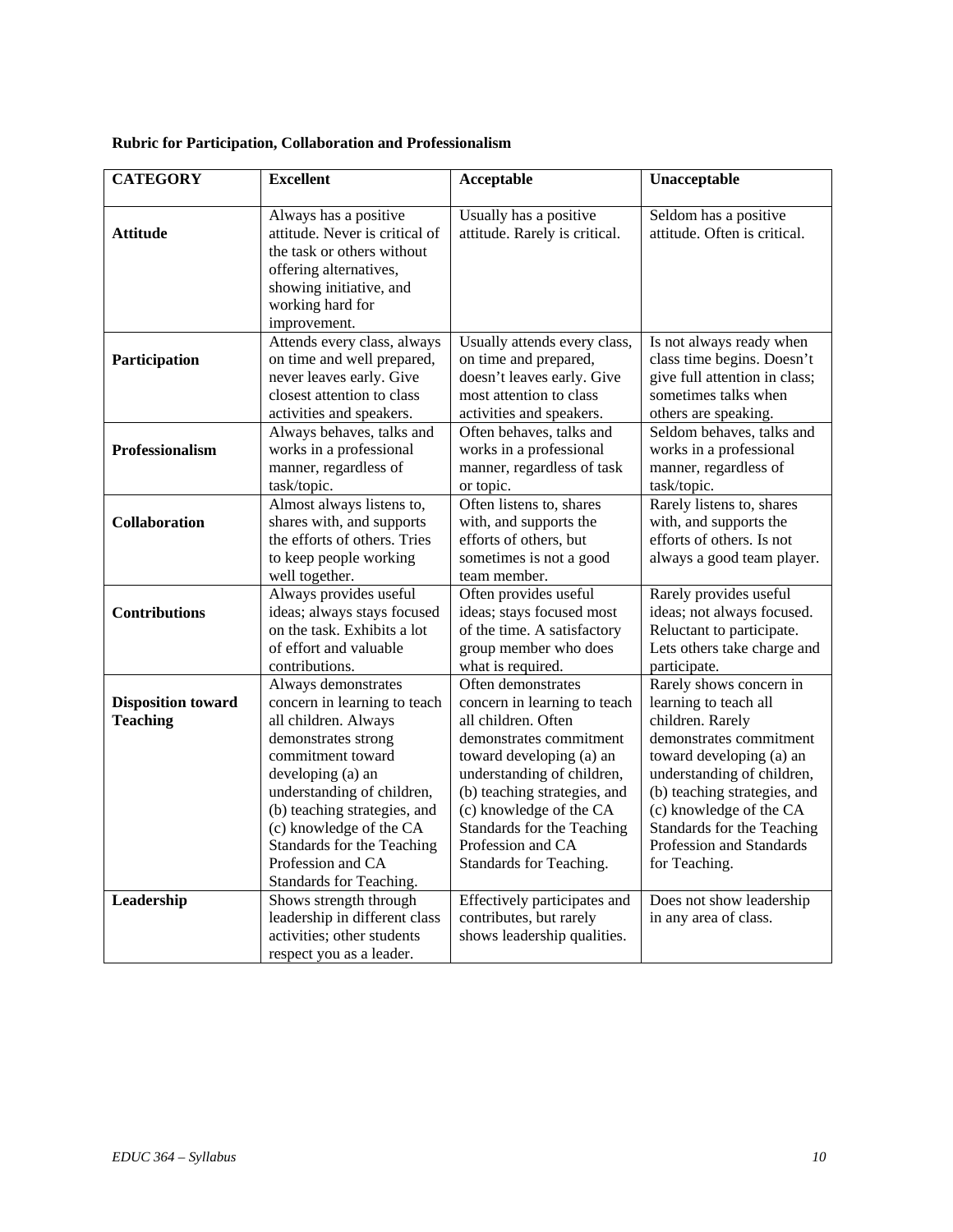**Rubric for Participation, Collaboration and Professionalism**

| CATEGORY | Excellent | Acceptable | Unacceptable |
|---|---|---|---|
| **Attitude** | Always has a positive attitude. Never is critical of the task or others without offering alternatives, showing initiative, and working hard for improvement. | Usually has a positive attitude. Rarely is critical. | Seldom has a positive attitude. Often is critical. |
| **Participation** | Attends every class, always on time and well prepared, never leaves early. Give closest attention to class activities and speakers. | Usually attends every class, on time and prepared, doesn't leaves early. Give most attention to class activities and speakers. | Is not always ready when class time begins. Doesn't give full attention in class; sometimes talks when others are speaking. |
| **Professionalism** | Always behaves, talks and works in a professional manner, regardless of task/topic. | Often behaves, talks and works in a professional manner, regardless of task or topic. | Seldom behaves, talks and works in a professional manner, regardless of task/topic. |
| **Collaboration** | Almost always listens to, shares with, and supports the efforts of others. Tries to keep people working well together. | Often listens to, shares with, and supports the efforts of others, but sometimes is not a good team member. | Rarely listens to, shares with, and supports the efforts of others. Is not always a good team player. |
| **Contributions** | Always provides useful ideas; always stays focused on the task. Exhibits a lot of effort and valuable contributions. | Often provides useful ideas; stays focused most of the time. A satisfactory group member who does what is required. | Rarely provides useful ideas; not always focused. Reluctant to participate. Lets others take charge and participate. |
| **Disposition toward Teaching** | Always demonstrates concern in learning to teach all children. Always demonstrates strong commitment toward developing (a) an understanding of children, (b) teaching strategies, and (c) knowledge of the CA Standards for the Teaching Profession and CA Standards for Teaching. | Often demonstrates concern in learning to teach all children. Often demonstrates commitment toward developing (a) an understanding of children, (b) teaching strategies, and (c) knowledge of the CA Standards for the Teaching Profession and CA Standards for Teaching. | Rarely shows concern in learning to teach all children. Rarely demonstrates commitment toward developing (a) an understanding of children, (b) teaching strategies, and (c) knowledge of the CA Standards for the Teaching Profession and Standards for Teaching. |
| **Leadership** | Shows strength through leadership in different class activities; other students respect you as a leader. | Effectively participates and contributes, but rarely shows leadership qualities. | Does not show leadership in any area of class. |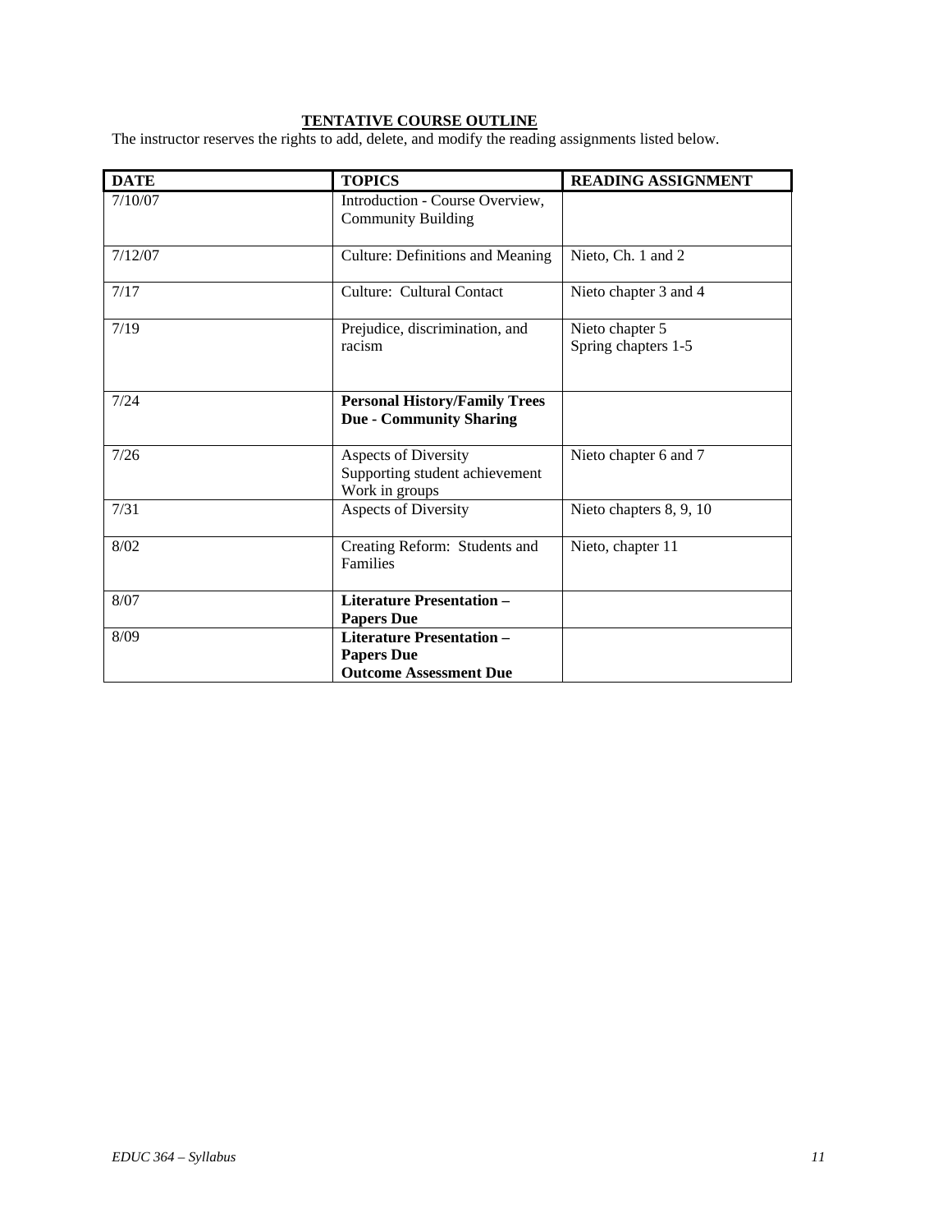## TENTATIVE COURSE OUTLINE

The instructor reserves the rights to add, delete, and modify the reading assignments listed below.

| DATE | TOPICS | READING ASSIGNMENT |
|---|---|---|
| 7/10/07 | Introduction - Course Overview, Community Building | |
| 7/12/07 | Culture: Definitions and Meaning | Nieto, Ch. 1 and 2 |
| 7/17 | Culture: Cultural Contact | Nieto chapter 3 and 4 |
| 7/19 | Prejudice, discrimination, and racism | Nieto chapter 5<br>Spring chapters 1-5 |
| 7/24 | **Personal History/Family Trees Due - Community Sharing** | |
| 7/26 | Aspects of Diversity<br>Supporting student achievement<br>Work in groups | Nieto chapter 6 and 7 |
| 7/31 | Aspects of Diversity | Nieto chapters 8, 9, 10 |
| 8/02 | Creating Reform: Students and Families | Nieto, chapter 11 |
| 8/07 | **Literature Presentation – Papers Due** | |
| 8/09 | **Literature Presentation – Papers Due**<br>**Outcome Assessment Due** | |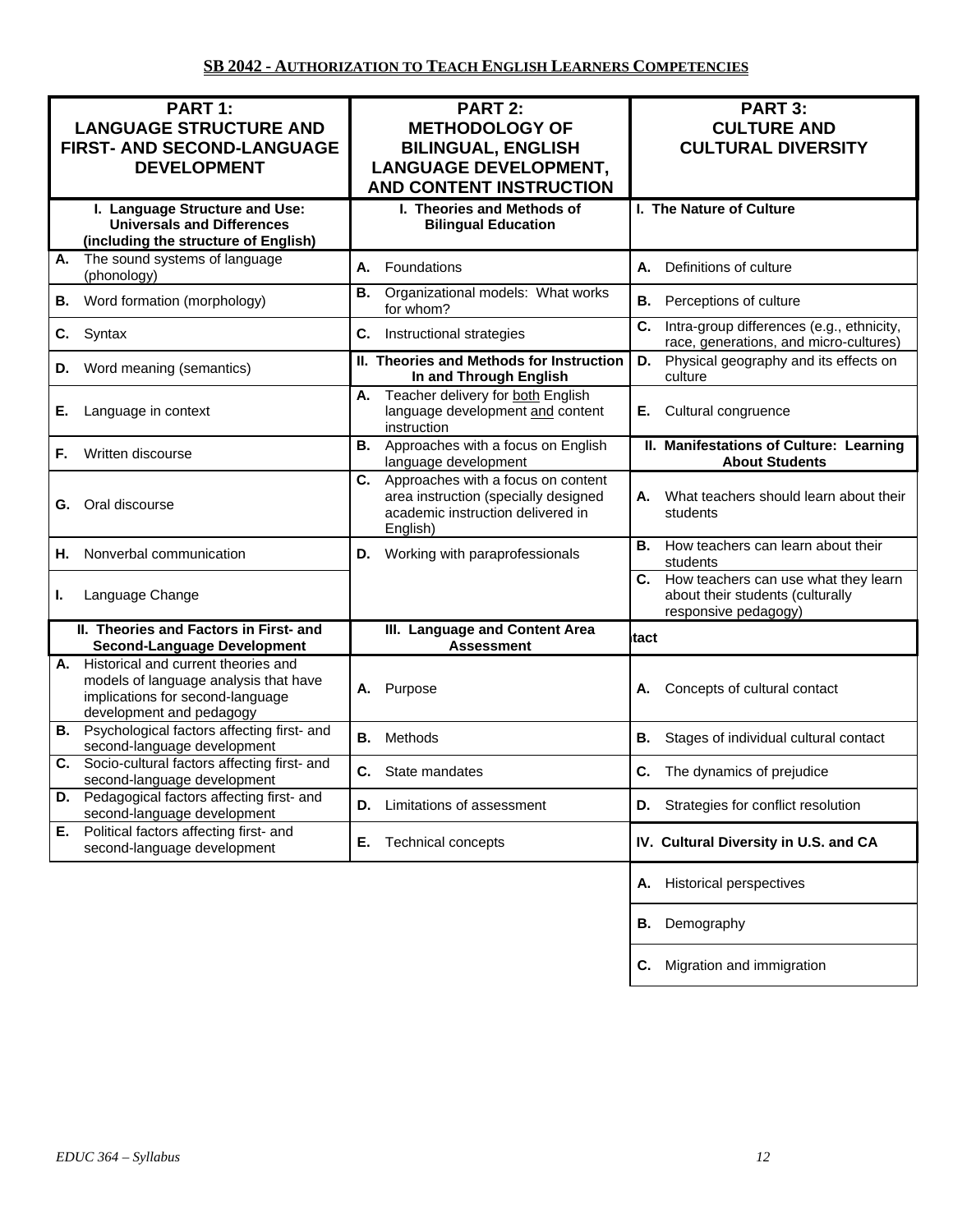**SB 2042 - AUTHORIZATION TO TEACH ENGLISH LEARNERS COMPETENCIES**

| **PART 1: LANGUAGE STRUCTURE AND FIRST- AND SECOND-LANGUAGE DEVELOPMENT** | **PART 2: METHODOLOGY OF BILINGUAL, ENGLISH LANGUAGE DEVELOPMENT, AND CONTENT INSTRUCTION** | **PART 3: CULTURE AND CULTURAL DIVERSITY** |
|---|---|---|
| **I. Language Structure and Use: Universals and Differences (including the structure of English)** | **I. Theories and Methods of Bilingual Education** | **I. The Nature of Culture** |
| **A.** The sound systems of language (phonology) | **A.** Foundations | **A.** Definitions of culture |
| **B.** Word formation (morphology) | **B.** Organizational models: What works for whom? | **B.** Perceptions of culture |
| **C.** Syntax | **C.** Instructional strategies | **C.** Intra-group differences (e.g., ethnicity, race, generations, and micro-cultures) |
| **D.** Word meaning (semantics) | **II. Theories and Methods for Instruction In and Through English** | **D.** Physical geography and its effects on culture |
| **E.** Language in context | **A.** Teacher delivery for both English language development and content instruction | **E.** Cultural congruence |
| **F.** Written discourse | **B.** Approaches with a focus on English language development | **II. Manifestations of Culture: Learning About Students** |
| **G.** Oral discourse | **C.** Approaches with a focus on content area instruction (specially designed academic instruction delivered in English) | **A.** What teachers should learn about their students |
| **H.** Nonverbal communication | **D.** Working with paraprofessionals | **B.** How teachers can learn about their students |
| **I.** Language Change | | **C.** How teachers can use what they learn about their students (culturally responsive pedagogy) |
| **II. Theories and Factors in First- and Second-Language Development** | **III. Language and Content Area Assessment** | **tact** |
| **A.** Historical and current theories and models of language analysis that have implications for second-language development and pedagogy | **A.** Purpose | **A.** Concepts of cultural contact |
| **B.** Psychological factors affecting first- and second-language development | **B.** Methods | **B.** Stages of individual cultural contact |
| **C.** Socio-cultural factors affecting first- and second-language development | **C.** State mandates | **C.** The dynamics of prejudice |
| **D.** Pedagogical factors affecting first- and second-language development | **D.** Limitations of assessment | **D.** Strategies for conflict resolution |
| **E.** Political factors affecting first- and second-language development | **E.** Technical concepts | **IV. Cultural Diversity in U.S. and CA** |
| | | **A.** Historical perspectives |
| | | **B.** Demography |
| | | **C.** Migration and immigration |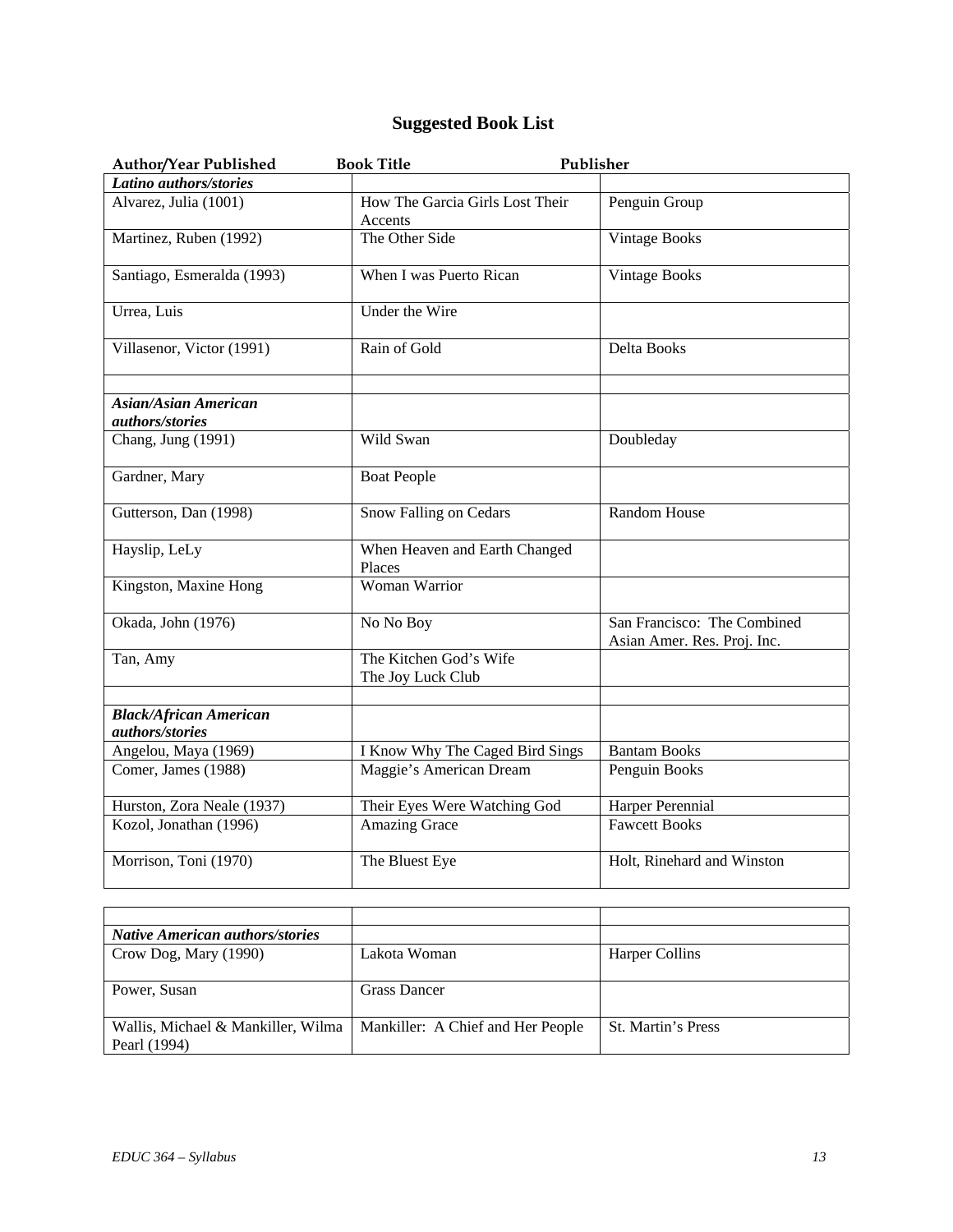# Suggested Book List

| Author/Year Published | Book Title | Publisher |
|---|---|---|
| ***Latino authors/stories*** | | |
| Alvarez, Julia (1001) | How The Garcia Girls Lost Their Accents | Penguin Group |
| Martinez, Ruben (1992) | The Other Side | Vintage Books |
| Santiago, Esmeralda (1993) | When I was Puerto Rican | Vintage Books |
| Urrea, Luis | Under the Wire | |
| Villasenor, Victor (1991) | Rain of Gold | Delta Books |
| | | |
| ***Asian/Asian American authors/stories*** | | |
| Chang, Jung (1991) | Wild Swan | Doubleday |
| Gardner, Mary | Boat People | |
| Gutterson, Dan (1998) | Snow Falling on Cedars | Random House |
| Hayslip, LeLy | When Heaven and Earth Changed Places | |
| Kingston, Maxine Hong | Woman Warrior | |
| Okada, John (1976) | No No Boy | San Francisco: The Combined Asian Amer. Res. Proj. Inc. |
| Tan, Amy | The Kitchen God's Wife<br>The Joy Luck Club | |
| | | |
| ***Black/African American authors/stories*** | | |
| Angelou, Maya (1969) | I Know Why The Caged Bird Sings | Bantam Books |
| Comer, James (1988) | Maggie's American Dream | Penguin Books |
| Hurston, Zora Neale (1937) | Their Eyes Were Watching God | Harper Perennial |
| Kozol, Jonathan (1996) | Amazing Grace | Fawcett Books |
| Morrison, Toni (1970) | The Bluest Eye | Holt, Rinehard and Winston |

| | | |
|---|---|---|
| ***Native American authors/stories*** | | |
| Crow Dog, Mary (1990) | Lakota Woman | Harper Collins |
| Power, Susan | Grass Dancer | |
| Wallis, Michael & Mankiller, Wilma Pearl (1994) | Mankiller: A Chief and Her People | St. Martin's Press |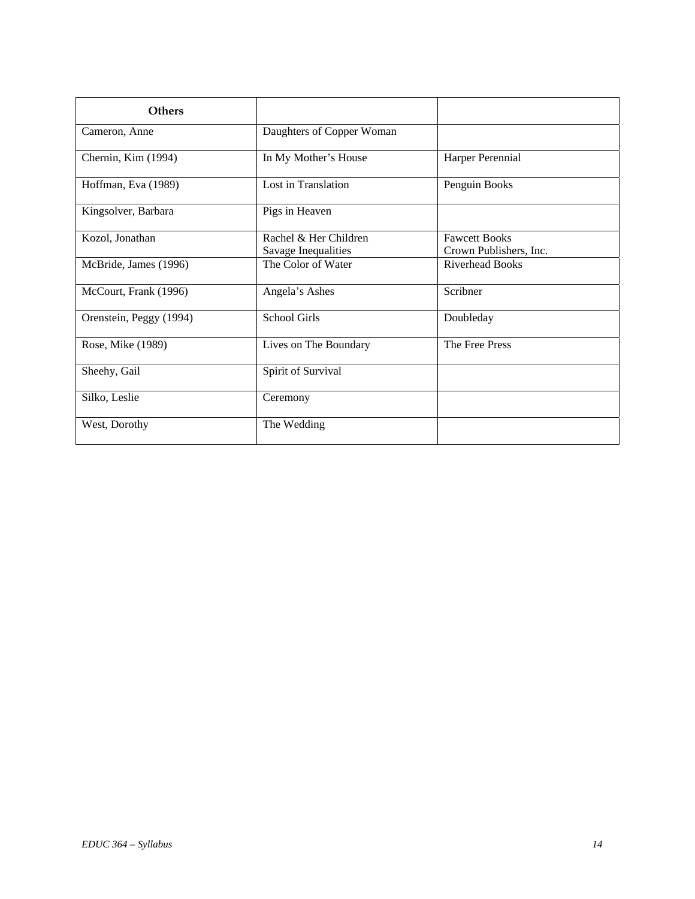| Others | | |
|---|---|---|
| Cameron, Anne | Daughters of Copper Woman | |
| Chernin, Kim (1994) | In My Mother's House | Harper Perennial |
| Hoffman, Eva (1989) | Lost in Translation | Penguin Books |
| Kingsolver, Barbara | Pigs in Heaven | |
| Kozol, Jonathan | Rachel & Her Children<br>Savage Inequalities | Fawcett Books<br>Crown Publishers, Inc. |
| McBride, James (1996) | The Color of Water | Riverhead Books |
| McCourt, Frank (1996) | Angela's Ashes | Scribner |
| Orenstein, Peggy (1994) | School Girls | Doubleday |
| Rose, Mike (1989) | Lives on The Boundary | The Free Press |
| Sheehy, Gail | Spirit of Survival | |
| Silko, Leslie | Ceremony | |
| West, Dorothy | The Wedding | |